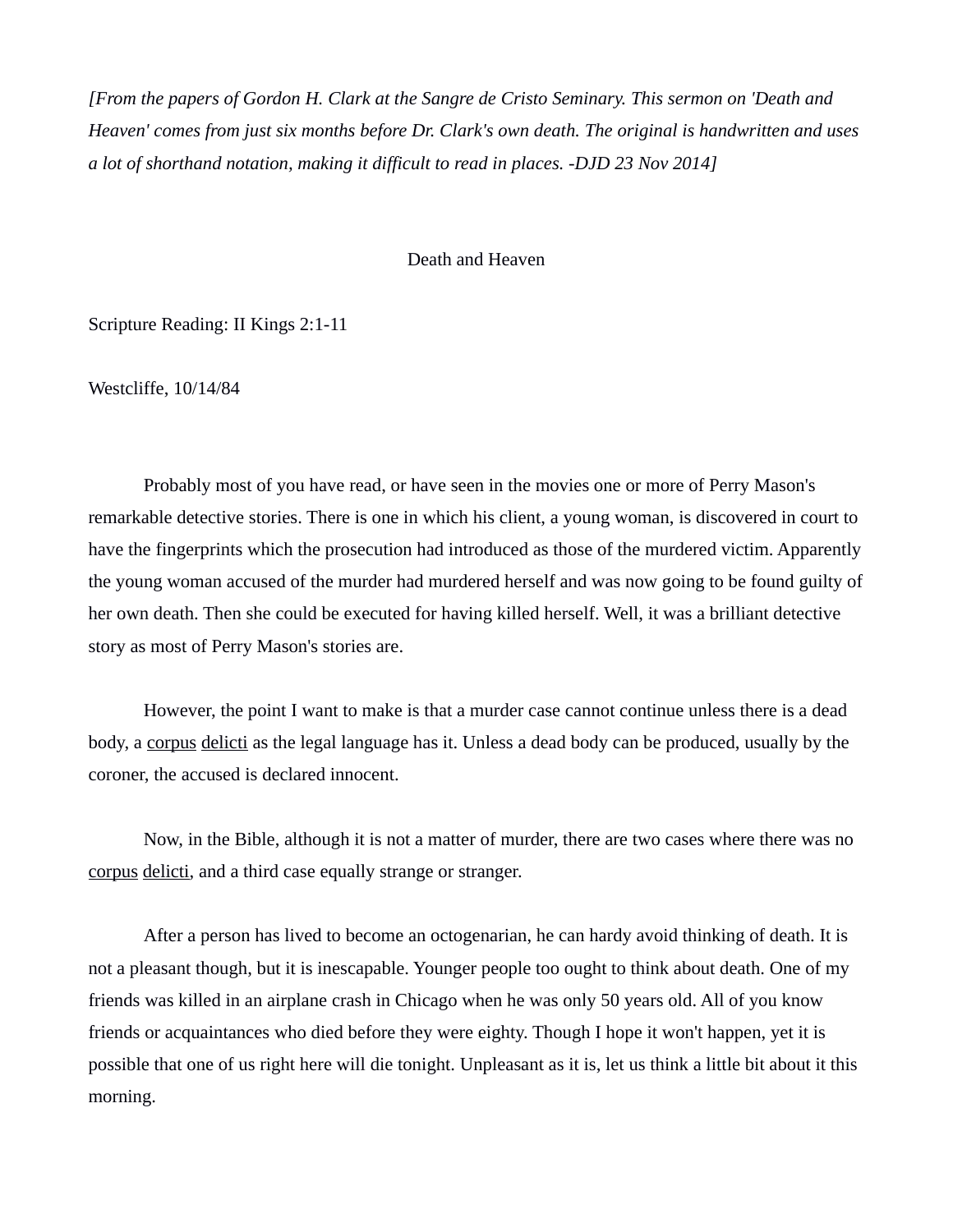*[From the papers of Gordon H. Clark at the Sangre de Cristo Seminary. This sermon on 'Death and Heaven' comes from just six months before Dr. Clark's own death. The original is handwritten and uses a lot of shorthand notation, making it difficult to read in places. -DJD 23 Nov 2014]*

# Death and Heaven

Scripture Reading: II Kings 2:1-11

Westcliffe, 10/14/84

Probably most of you have read, or have seen in the movies one or more of Perry Mason's remarkable detective stories. There is one in which his client, a young woman, is discovered in court to have the fingerprints which the prosecution had introduced as those of the murdered victim. Apparently the young woman accused of the murder had murdered herself and was now going to be found guilty of her own death. Then she could be executed for having killed herself. Well, it was a brilliant detective story as most of Perry Mason's stories are.

However, the point I want to make is that a murder case cannot continue unless there is a dead body, a <u>corpus</u> <u>delicti</u> as the legal language has it. Unless a dead body can be produced, usually by the coroner, the accused is declared innocent.

Now, in the Bible, although it is not a matter of murder, there are two cases where there was no <u>corpus</u> <u>delicti</u>, and a third case equally strange or stranger.

After a person has lived to become an octogenarian, he can hardy avoid thinking of death. It is not a pleasant though, but it is inescapable. Younger people too ought to think about death. One of my friends was killed in an airplane crash in Chicago when he was only 50 years old. All of you know friends or acquaintances who died before they were eighty. Though I hope it won't happen, yet it is possible that one of us right here will die tonight. Unpleasant as it is, let us think a little bit about it this morning.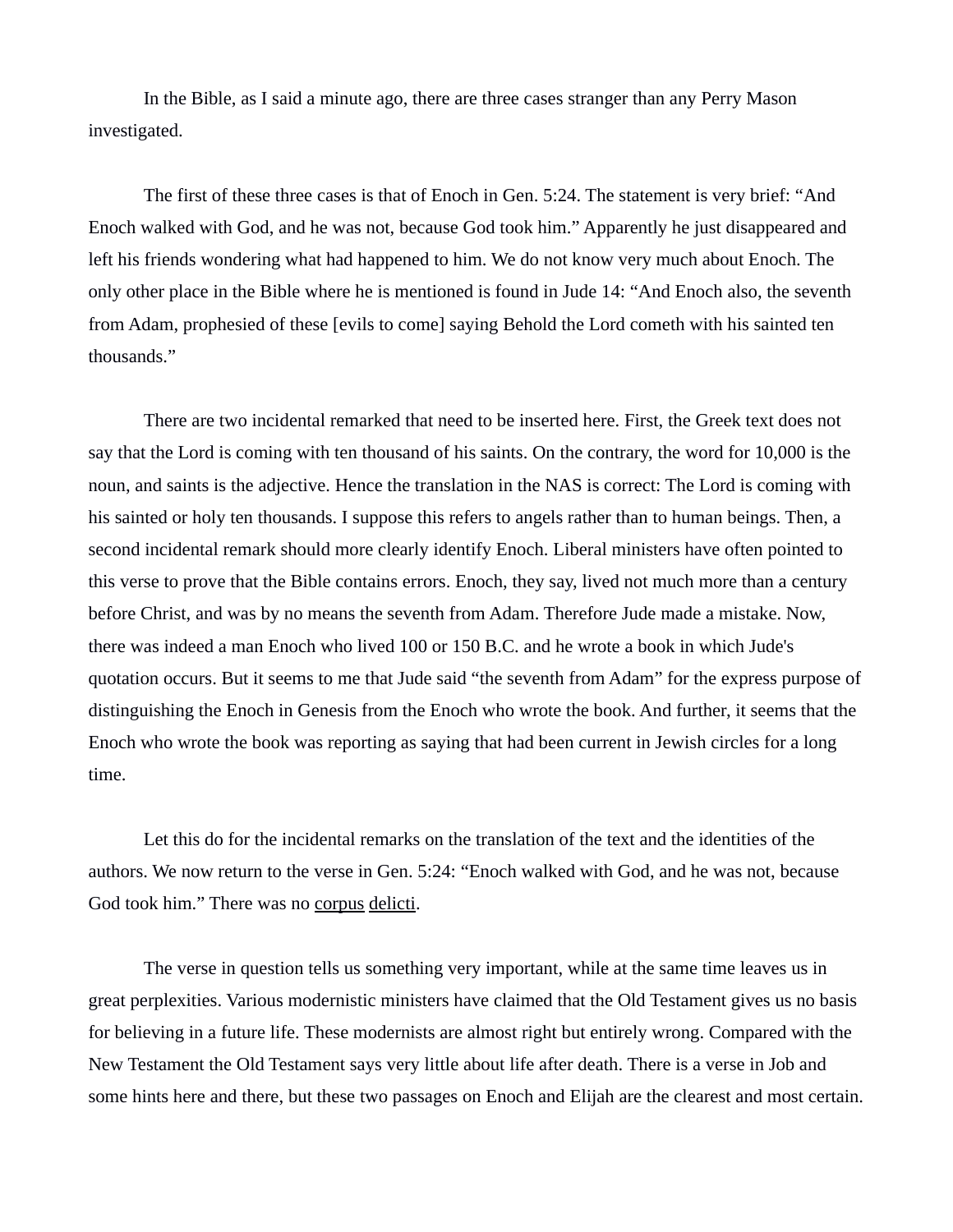In the Bible, as I said a minute ago, there are three cases stranger than any Perry Mason investigated.

The first of these three cases is that of Enoch in Gen. 5:24. The statement is very brief: “And Enoch walked with God, and he was not, because God took him.” Apparently he just disappeared and left his friends wondering what had happened to him. We do not know very much about Enoch. The only other place in the Bible where he is mentioned is found in Jude 14: “And Enoch also, the seventh from Adam, prophesied of these [evils to come] saying Behold the Lord cometh with his sainted ten thousands.”

There are two incidental remarked that need to be inserted here. First, the Greek text does not say that the Lord is coming with ten thousand of his saints. On the contrary, the word for 10,000 is the noun, and saints is the adjective. Hence the translation in the NAS is correct: The Lord is coming with his sainted or holy ten thousands. I suppose this refers to angels rather than to human beings. Then, a second incidental remark should more clearly identify Enoch. Liberal ministers have often pointed to this verse to prove that the Bible contains errors. Enoch, they say, lived not much more than a century before Christ, and was by no means the seventh from Adam. Therefore Jude made a mistake. Now, there was indeed a man Enoch who lived 100 or 150 B.C. and he wrote a book in which Jude's quotation occurs. But it seems to me that Jude said “the seventh from Adam” for the express purpose of distinguishing the Enoch in Genesis from the Enoch who wrote the book. And further, it seems that the Enoch who wrote the book was reporting as saying that had been current in Jewish circles for a long time.

Let this do for the incidental remarks on the translation of the text and the identities of the authors. We now return to the verse in Gen. 5:24: “Enoch walked with God, and he was not, because God took him.” There was no corpus delicti.

The verse in question tells us something very important, while at the same time leaves us in great perplexities. Various modernistic ministers have claimed that the Old Testament gives us no basis for believing in a future life. These modernists are almost right but entirely wrong. Compared with the New Testament the Old Testament says very little about life after death. There is a verse in Job and some hints here and there, but these two passages on Enoch and Elijah are the clearest and most certain.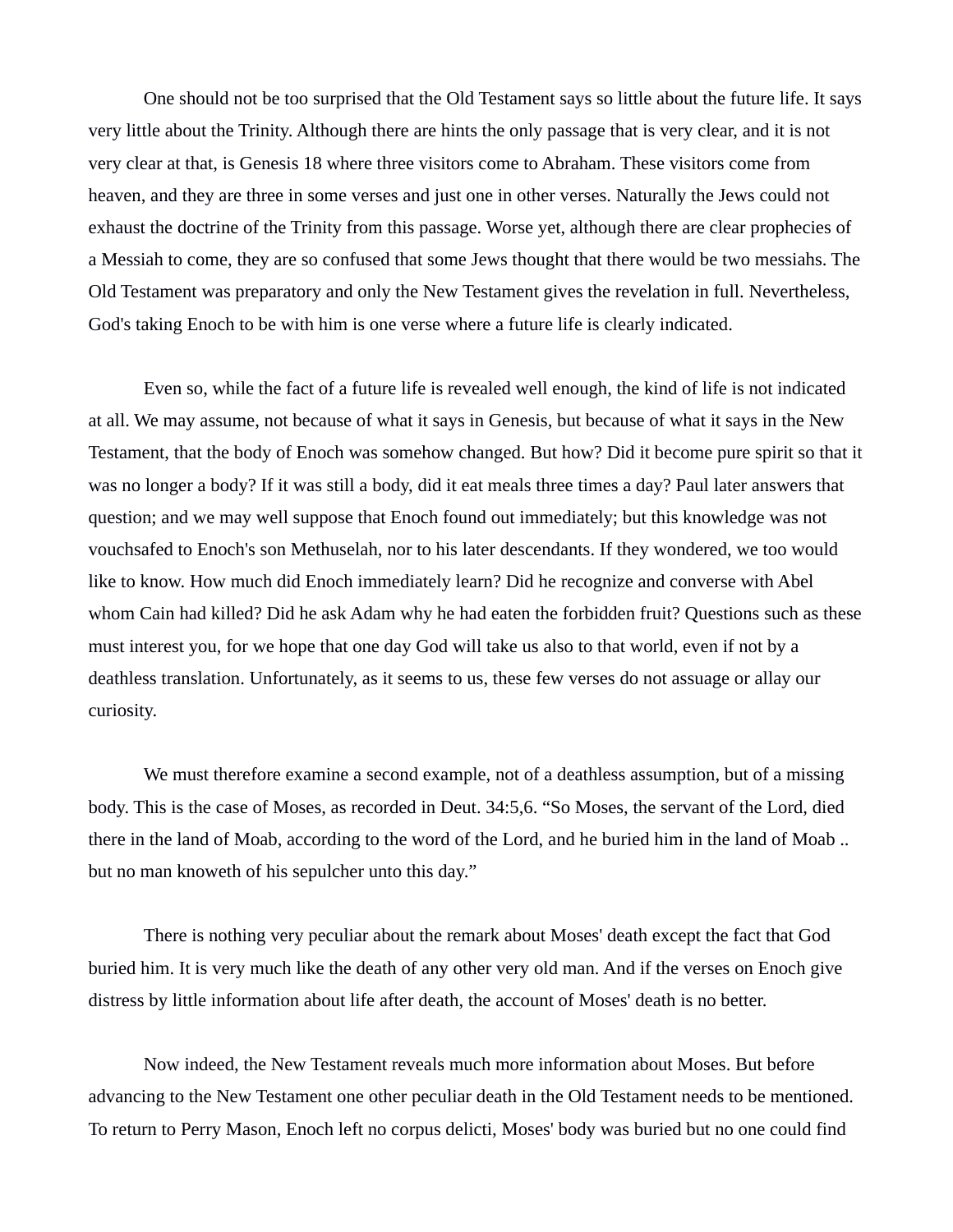One should not be too surprised that the Old Testament says so little about the future life. It says very little about the Trinity. Although there are hints the only passage that is very clear, and it is not very clear at that, is Genesis 18 where three visitors come to Abraham. These visitors come from heaven, and they are three in some verses and just one in other verses. Naturally the Jews could not exhaust the doctrine of the Trinity from this passage. Worse yet, although there are clear prophecies of a Messiah to come, they are so confused that some Jews thought that there would be two messiahs. The Old Testament was preparatory and only the New Testament gives the revelation in full. Nevertheless, God's taking Enoch to be with him is one verse where a future life is clearly indicated.

Even so, while the fact of a future life is revealed well enough, the kind of life is not indicated at all. We may assume, not because of what it says in Genesis, but because of what it says in the New Testament, that the body of Enoch was somehow changed. But how? Did it become pure spirit so that it was no longer a body? If it was still a body, did it eat meals three times a day? Paul later answers that question; and we may well suppose that Enoch found out immediately; but this knowledge was not vouchsafed to Enoch's son Methuselah, nor to his later descendants. If they wondered, we too would like to know. How much did Enoch immediately learn? Did he recognize and converse with Abel whom Cain had killed? Did he ask Adam why he had eaten the forbidden fruit? Questions such as these must interest you, for we hope that one day God will take us also to that world, even if not by a deathless translation. Unfortunately, as it seems to us, these few verses do not assuage or allay our curiosity.

We must therefore examine a second example, not of a deathless assumption, but of a missing body. This is the case of Moses, as recorded in Deut. 34:5,6. "So Moses, the servant of the Lord, died there in the land of Moab, according to the word of the Lord, and he buried him in the land of Moab .. but no man knoweth of his sepulcher unto this day."

There is nothing very peculiar about the remark about Moses' death except the fact that God buried him. It is very much like the death of any other very old man. And if the verses on Enoch give distress by little information about life after death, the account of Moses' death is no better.

Now indeed, the New Testament reveals much more information about Moses. But before advancing to the New Testament one other peculiar death in the Old Testament needs to be mentioned. To return to Perry Mason, Enoch left no corpus delicti, Moses' body was buried but no one could find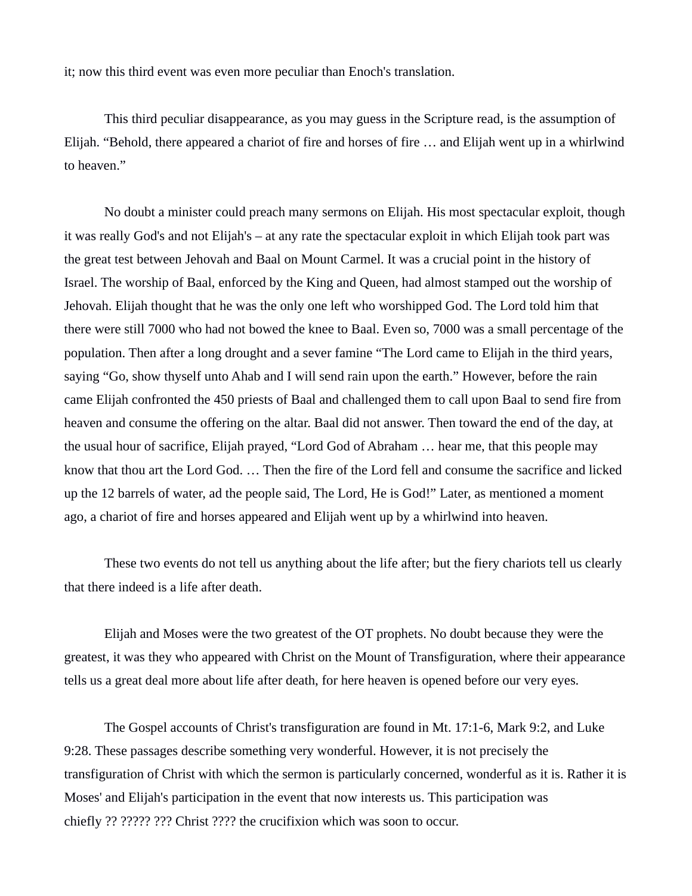it; now this third event was even more peculiar than Enoch's translation.

This third peculiar disappearance, as you may guess in the Scripture read, is the assumption of Elijah. “Behold, there appeared a chariot of fire and horses of fire … and Elijah went up in a whirlwind to heaven.”

No doubt a minister could preach many sermons on Elijah. His most spectacular exploit, though it was really God's and not Elijah's – at any rate the spectacular exploit in which Elijah took part was the great test between Jehovah and Baal on Mount Carmel. It was a crucial point in the history of Israel. The worship of Baal, enforced by the King and Queen, had almost stamped out the worship of Jehovah. Elijah thought that he was the only one left who worshipped God. The Lord told him that there were still 7000 who had not bowed the knee to Baal. Even so, 7000 was a small percentage of the population. Then after a long drought and a sever famine “The Lord came to Elijah in the third years, saying “Go, show thyself unto Ahab and I will send rain upon the earth.” However, before the rain came Elijah confronted the 450 priests of Baal and challenged them to call upon Baal to send fire from heaven and consume the offering on the altar. Baal did not answer. Then toward the end of the day, at the usual hour of sacrifice, Elijah prayed, “Lord God of Abraham … hear me, that this people may know that thou art the Lord God. … Then the fire of the Lord fell and consume the sacrifice and licked up the 12 barrels of water, ad the people said, The Lord, He is God!” Later, as mentioned a moment ago, a chariot of fire and horses appeared and Elijah went up by a whirlwind into heaven.

These two events do not tell us anything about the life after; but the fiery chariots tell us clearly that there indeed is a life after death.

Elijah and Moses were the two greatest of the OT prophets. No doubt because they were the greatest, it was they who appeared with Christ on the Mount of Transfiguration, where their appearance tells us a great deal more about life after death, for here heaven is opened before our very eyes.

The Gospel accounts of Christ's transfiguration are found in Mt. 17:1-6, Mark 9:2, and Luke 9:28. These passages describe something very wonderful. However, it is not precisely the transfiguration of Christ with which the sermon is particularly concerned, wonderful as it is. Rather it is Moses' and Elijah's participation in the event that now interests us. This participation was chiefly ?? ????? ??? Christ ???? the crucifixion which was soon to occur.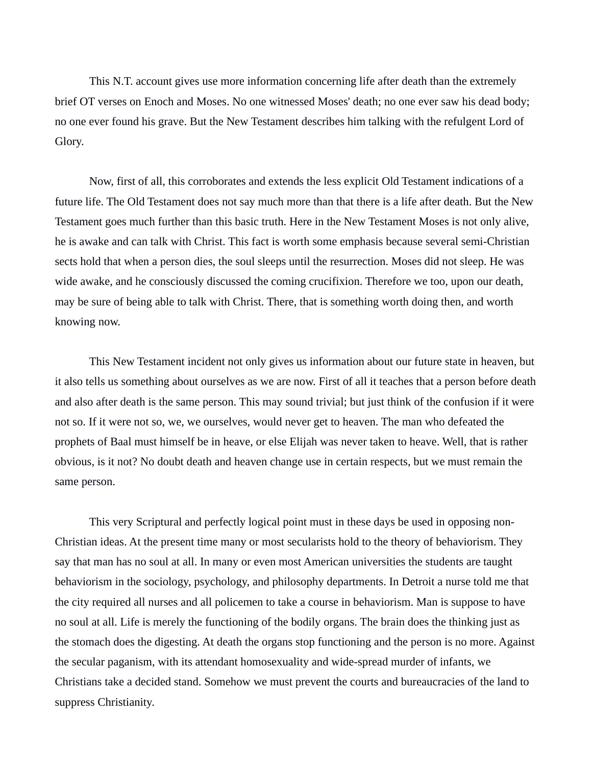This N.T. account gives use more information concerning life after death than the extremely brief OT verses on Enoch and Moses. No one witnessed Moses' death; no one ever saw his dead body; no one ever found his grave. But the New Testament describes him talking with the refulgent Lord of Glory.

Now, first of all, this corroborates and extends the less explicit Old Testament indications of a future life. The Old Testament does not say much more than that there is a life after death. But the New Testament goes much further than this basic truth. Here in the New Testament Moses is not only alive, he is awake and can talk with Christ. This fact is worth some emphasis because several semi-Christian sects hold that when a person dies, the soul sleeps until the resurrection. Moses did not sleep. He was wide awake, and he consciously discussed the coming crucifixion. Therefore we too, upon our death, may be sure of being able to talk with Christ. There, that is something worth doing then, and worth knowing now.

This New Testament incident not only gives us information about our future state in heaven, but it also tells us something about ourselves as we are now. First of all it teaches that a person before death and also after death is the same person. This may sound trivial; but just think of the confusion if it were not so. If it were not so, we, we ourselves, would never get to heaven. The man who defeated the prophets of Baal must himself be in heave, or else Elijah was never taken to heave. Well, that is rather obvious, is it not? No doubt death and heaven change use in certain respects, but we must remain the same person.

This very Scriptural and perfectly logical point must in these days be used in opposing non-Christian ideas. At the present time many or most secularists hold to the theory of behaviorism. They say that man has no soul at all. In many or even most American universities the students are taught behaviorism in the sociology, psychology, and philosophy departments. In Detroit a nurse told me that the city required all nurses and all policemen to take a course in behaviorism. Man is suppose to have no soul at all. Life is merely the functioning of the bodily organs. The brain does the thinking just as the stomach does the digesting. At death the organs stop functioning and the person is no more. Against the secular paganism, with its attendant homosexuality and wide-spread murder of infants, we Christians take a decided stand. Somehow we must prevent the courts and bureaucracies of the land to suppress Christianity.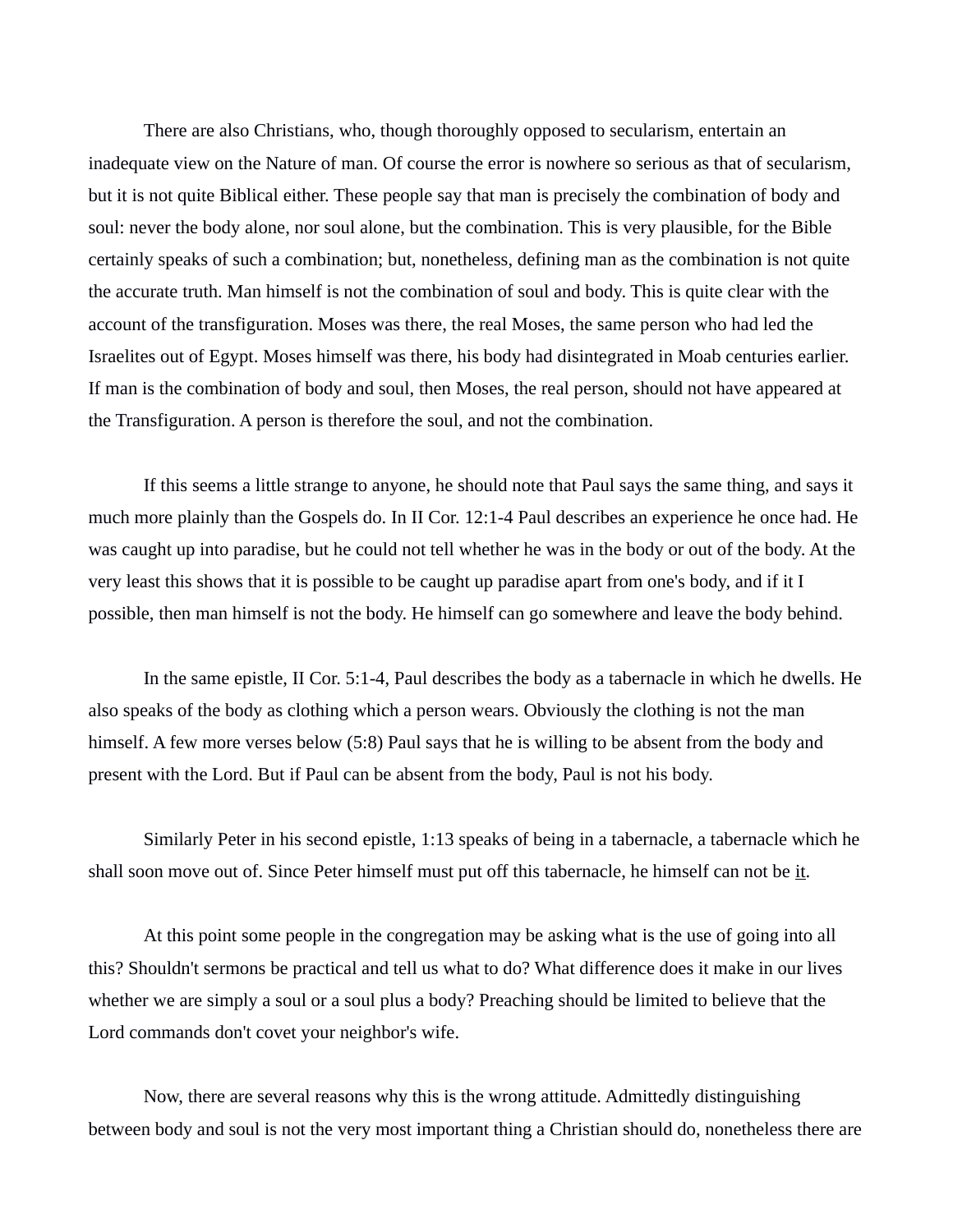There are also Christians, who, though thoroughly opposed to secularism, entertain an inadequate view on the Nature of man. Of course the error is nowhere so serious as that of secularism, but it is not quite Biblical either. These people say that man is precisely the combination of body and soul: never the body alone, nor soul alone, but the combination. This is very plausible, for the Bible certainly speaks of such a combination; but, nonetheless, defining man as the combination is not quite the accurate truth. Man himself is not the combination of soul and body. This is quite clear with the account of the transfiguration. Moses was there, the real Moses, the same person who had led the Israelites out of Egypt. Moses himself was there, his body had disintegrated in Moab centuries earlier. If man is the combination of body and soul, then Moses, the real person, should not have appeared at the Transfiguration. A person is therefore the soul, and not the combination.

If this seems a little strange to anyone, he should note that Paul says the same thing, and says it much more plainly than the Gospels do. In II Cor. 12:1-4 Paul describes an experience he once had. He was caught up into paradise, but he could not tell whether he was in the body or out of the body. At the very least this shows that it is possible to be caught up paradise apart from one's body, and if it I possible, then man himself is not the body. He himself can go somewhere and leave the body behind.

In the same epistle, II Cor. 5:1-4, Paul describes the body as a tabernacle in which he dwells. He also speaks of the body as clothing which a person wears. Obviously the clothing is not the man himself. A few more verses below (5:8) Paul says that he is willing to be absent from the body and present with the Lord. But if Paul can be absent from the body, Paul is not his body.

Similarly Peter in his second epistle, 1:13 speaks of being in a tabernacle, a tabernacle which he shall soon move out of. Since Peter himself must put off this tabernacle, he himself can not be it.

At this point some people in the congregation may be asking what is the use of going into all this? Shouldn't sermons be practical and tell us what to do? What difference does it make in our lives whether we are simply a soul or a soul plus a body? Preaching should be limited to believe that the Lord commands don't covet your neighbor's wife.

Now, there are several reasons why this is the wrong attitude. Admittedly distinguishing between body and soul is not the very most important thing a Christian should do, nonetheless there are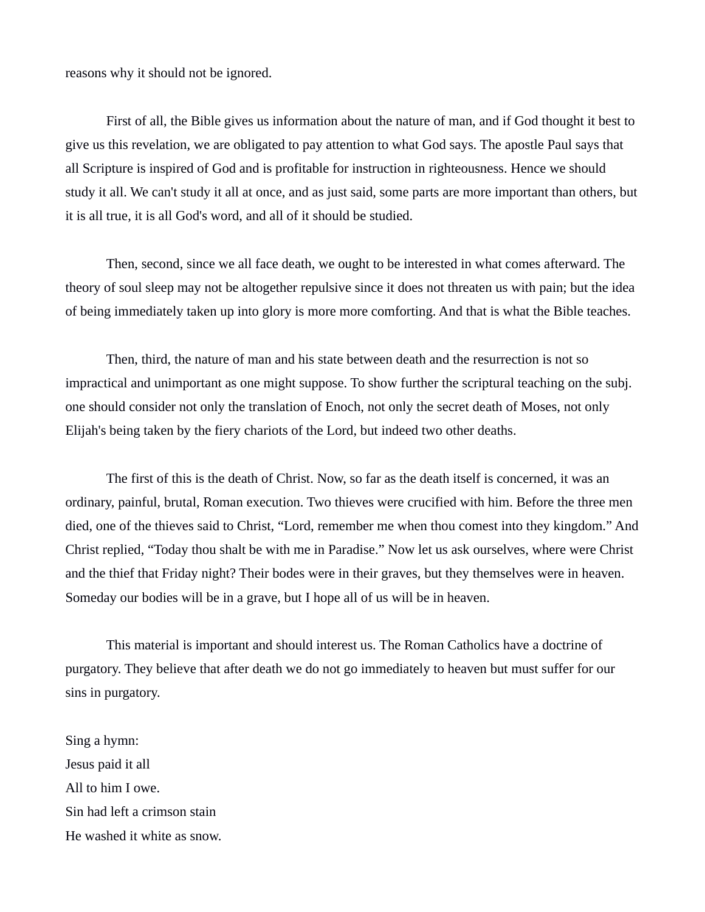reasons why it should not be ignored.

First of all, the Bible gives us information about the nature of man, and if God thought it best to give us this revelation, we are obligated to pay attention to what God says. The apostle Paul says that all Scripture is inspired of God and is profitable for instruction in righteousness. Hence we should study it all. We can't study it all at once, and as just said, some parts are more important than others, but it is all true, it is all God's word, and all of it should be studied.

Then, second, since we all face death, we ought to be interested in what comes afterward. The theory of soul sleep may not be altogether repulsive since it does not threaten us with pain; but the idea of being immediately taken up into glory is more more comforting. And that is what the Bible teaches.

Then, third, the nature of man and his state between death and the resurrection is not so impractical and unimportant as one might suppose. To show further the scriptural teaching on the subj. one should consider not only the translation of Enoch, not only the secret death of Moses, not only Elijah's being taken by the fiery chariots of the Lord, but indeed two other deaths.

The first of this is the death of Christ. Now, so far as the death itself is concerned, it was an ordinary, painful, brutal, Roman execution. Two thieves were crucified with him. Before the three men died, one of the thieves said to Christ, “Lord, remember me when thou comest into they kingdom.” And Christ replied, “Today thou shalt be with me in Paradise.” Now let us ask ourselves, where were Christ and the thief that Friday night? Their bodes were in their graves, but they themselves were in heaven. Someday our bodies will be in a grave, but I hope all of us will be in heaven.

This material is important and should interest us. The Roman Catholics have a doctrine of purgatory. They believe that after death we do not go immediately to heaven but must suffer for our sins in purgatory.

Sing a hymn:
Jesus paid it all
All to him I owe.
Sin had left a crimson stain
He washed it white as snow.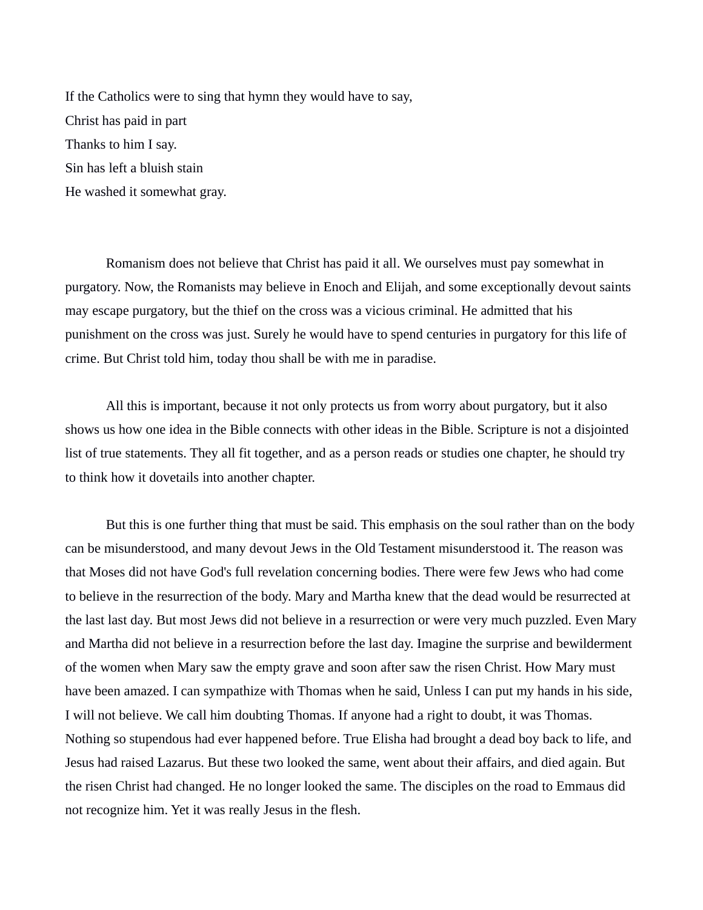If the Catholics were to sing that hymn they would have to say,

Christ has paid in part  
Thanks to him I say.  
Sin has left a bluish stain  
He washed it somewhat gray.

Romanism does not believe that Christ has paid it all. We ourselves must pay somewhat in purgatory. Now, the Romanists may believe in Enoch and Elijah, and some exceptionally devout saints may escape purgatory, but the thief on the cross was a vicious criminal. He admitted that his punishment on the cross was just. Surely he would have to spend centuries in purgatory for this life of crime. But Christ told him, today thou shall be with me in paradise.

All this is important, because it not only protects us from worry about purgatory, but it also shows us how one idea in the Bible connects with other ideas in the Bible. Scripture is not a disjointed list of true statements. They all fit together, and as a person reads or studies one chapter, he should try to think how it dovetails into another chapter.

But this is one further thing that must be said. This emphasis on the soul rather than on the body can be misunderstood, and many devout Jews in the Old Testament misunderstood it. The reason was that Moses did not have God's full revelation concerning bodies. There were few Jews who had come to believe in the resurrection of the body. Mary and Martha knew that the dead would be resurrected at the last last day. But most Jews did not believe in a resurrection or were very much puzzled. Even Mary and Martha did not believe in a resurrection before the last day. Imagine the surprise and bewilderment of the women when Mary saw the empty grave and soon after saw the risen Christ. How Mary must have been amazed. I can sympathize with Thomas when he said, Unless I can put my hands in his side, I will not believe. We call him doubting Thomas. If anyone had a right to doubt, it was Thomas. Nothing so stupendous had ever happened before. True Elisha had brought a dead boy back to life, and Jesus had raised Lazarus. But these two looked the same, went about their affairs, and died again. But the risen Christ had changed. He no longer looked the same. The disciples on the road to Emmaus did not recognize him. Yet it was really Jesus in the flesh.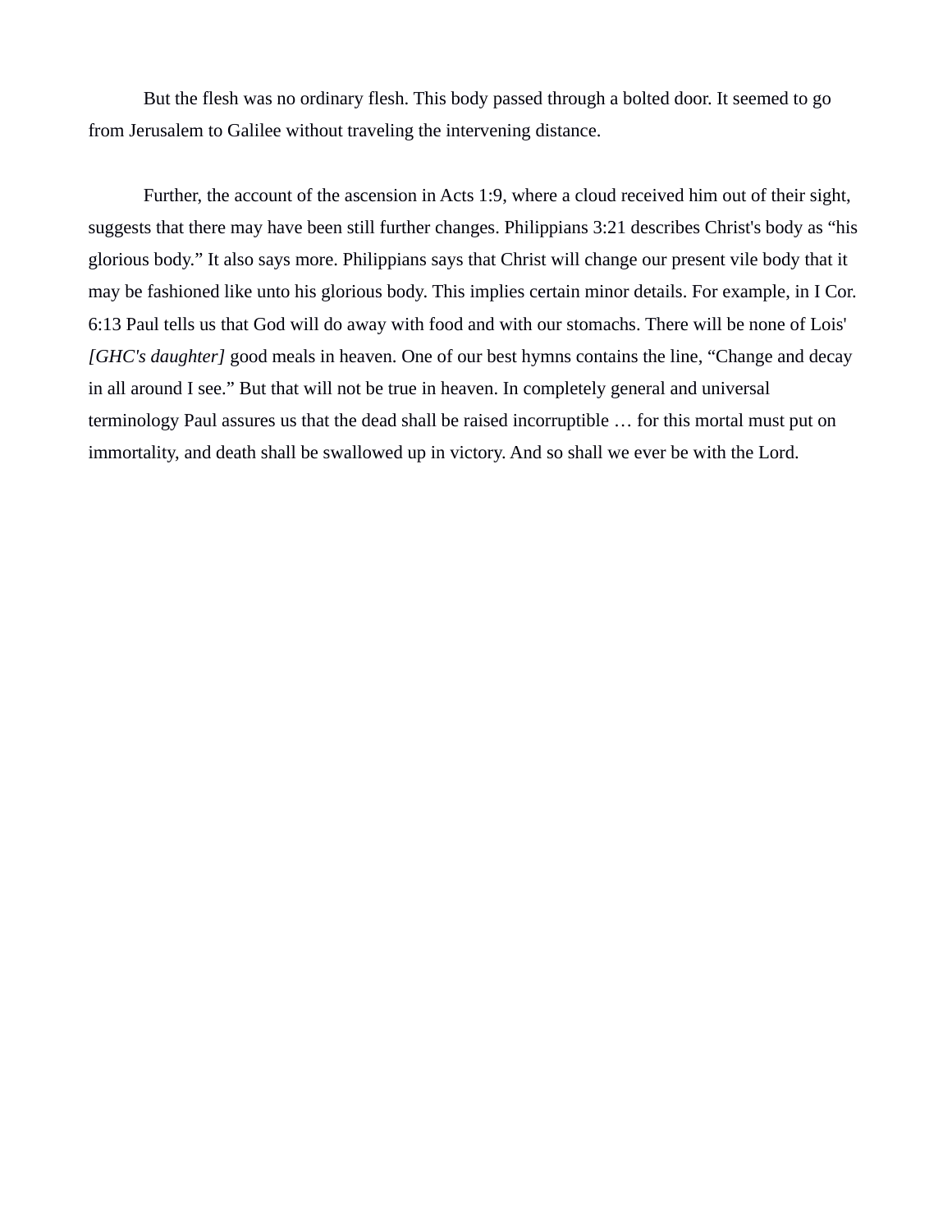But the flesh was no ordinary flesh. This body passed through a bolted door. It seemed to go from Jerusalem to Galilee without traveling the intervening distance.

Further, the account of the ascension in Acts 1:9, where a cloud received him out of their sight, suggests that there may have been still further changes. Philippians 3:21 describes Christ's body as "his glorious body." It also says more. Philippians says that Christ will change our present vile body that it may be fashioned like unto his glorious body. This implies certain minor details. For example, in I Cor. 6:13 Paul tells us that God will do away with food and with our stomachs. There will be none of Lois' *[GHC's daughter]* good meals in heaven. One of our best hymns contains the line, "Change and decay in all around I see." But that will not be true in heaven. In completely general and universal terminology Paul assures us that the dead shall be raised incorruptible … for this mortal must put on immortality, and death shall be swallowed up in victory. And so shall we ever be with the Lord.